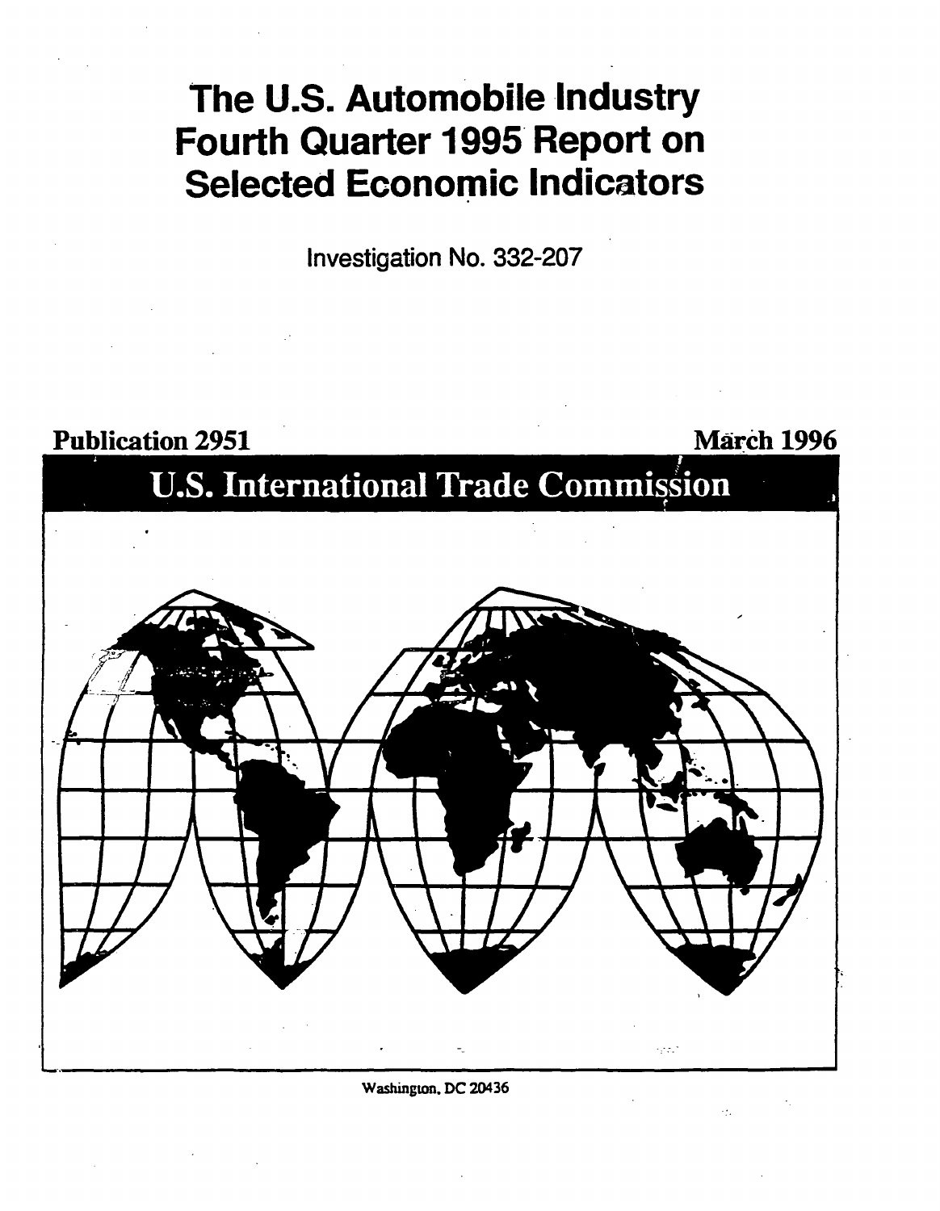# The U.S. Automobile Industry Fourth Quarter 1995 Report on Selected Economic Indicators

Investigation No. 332-207

Publication 2951

March 1996

## U.S. International Trade Commission

Washington, DC 20436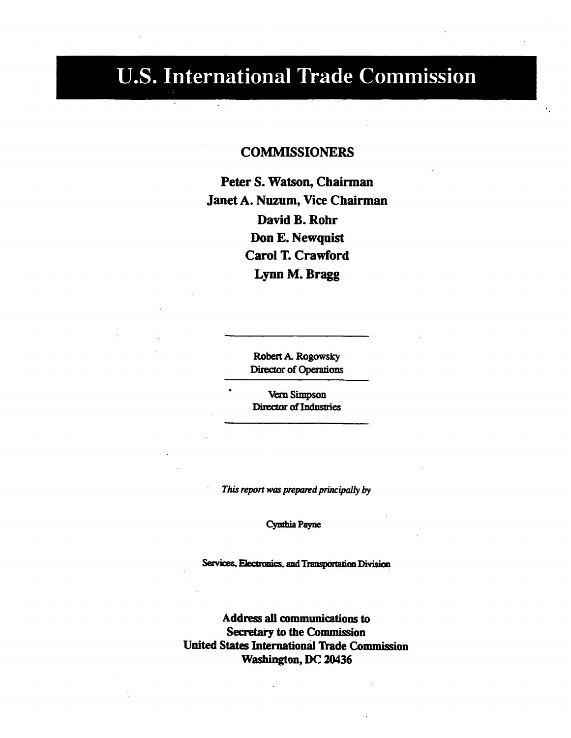# U.S. International Trade Commission

**COMMISSIONERS**

**Peter S. Watson, Chairman**
**Janet A. Nuzum, Vice Chairman**
**David B. Rohr**
**Don E. Newquist**
**Carol T. Crawford**
**Lynn M. Bragg**

---

Robert A. Rogowsky
Director of Operations

---

Vern Simpson
Director of Industries

---

*This report was prepared principally by*

Cynthia Payne

Services, Electronics, and Transportation Division

**Address all communications to**
**Secretary to the Commission**
**United States International Trade Commission**
**Washington, DC 20436**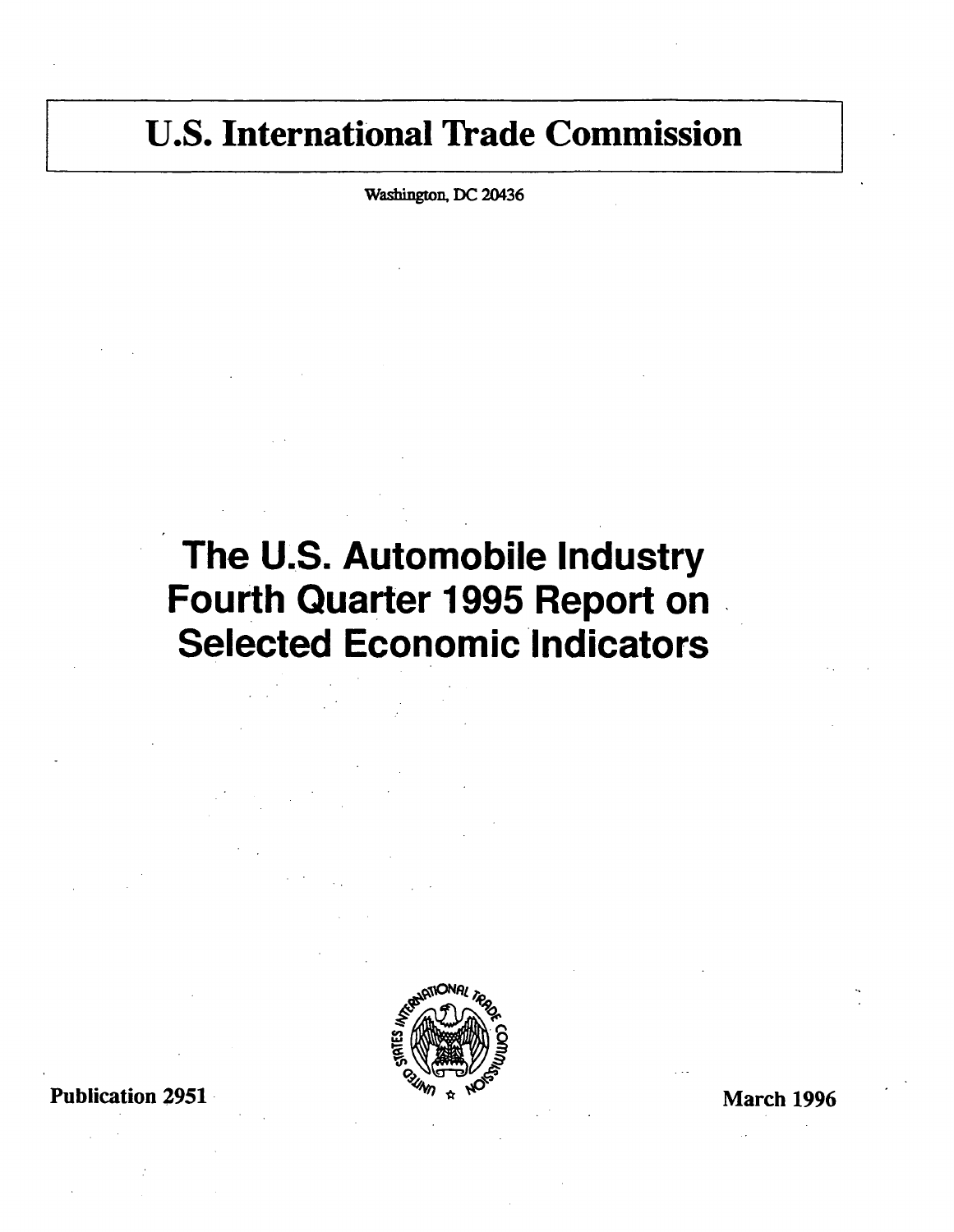# U.S. International Trade Commission

Washington, DC 20436

# The U.S. Automobile Industry Fourth Quarter 1995 Report on Selected Economic Indicators

Publication 2951

March 1996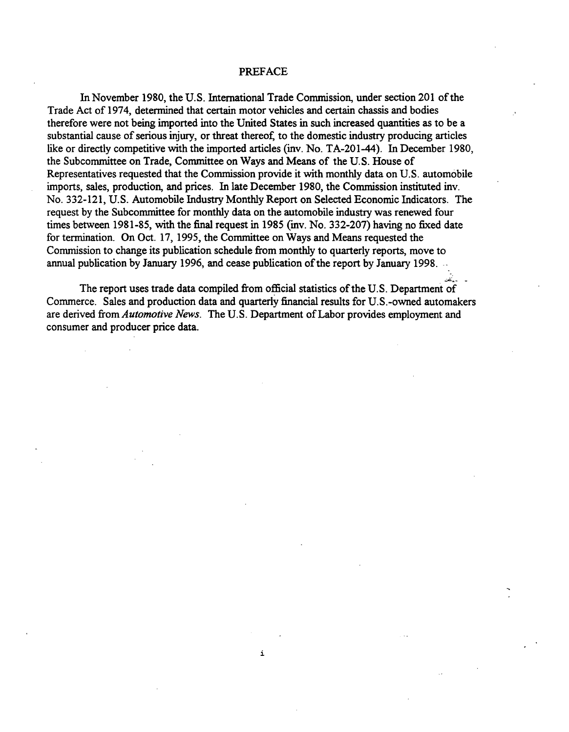# PREFACE

In November 1980, the U.S. International Trade Commission, under section 201 of the Trade Act of 1974, determined that certain motor vehicles and certain chassis and bodies therefore were not being imported into the United States in such increased quantities as to be a substantial cause of serious injury, or threat thereof, to the domestic industry producing articles like or directly competitive with the imported articles (inv. No. TA-201-44). In December 1980, the Subcommittee on Trade, Committee on Ways and Means of the U.S. House of Representatives requested that the Commission provide it with monthly data on U.S. automobile imports, sales, production, and prices. In late December 1980, the Commission instituted inv. No. 332-121, U.S. Automobile Industry Monthly Report on Selected Economic Indicators. The request by the Subcommittee for monthly data on the automobile industry was renewed four times between 1981-85, with the final request in 1985 (inv. No. 332-207) having no fixed date for termination. On Oct. 17, 1995, the Committee on Ways and Means requested the Commission to change its publication schedule from monthly to quarterly reports, move to annual publication by January 1996, and cease publication of the report by January 1998.

The report uses trade data compiled from official statistics of the U.S. Department of Commerce. Sales and production data and quarterly financial results for U.S.-owned automakers are derived from *Automotive News*. The U.S. Department of Labor provides employment and consumer and producer price data.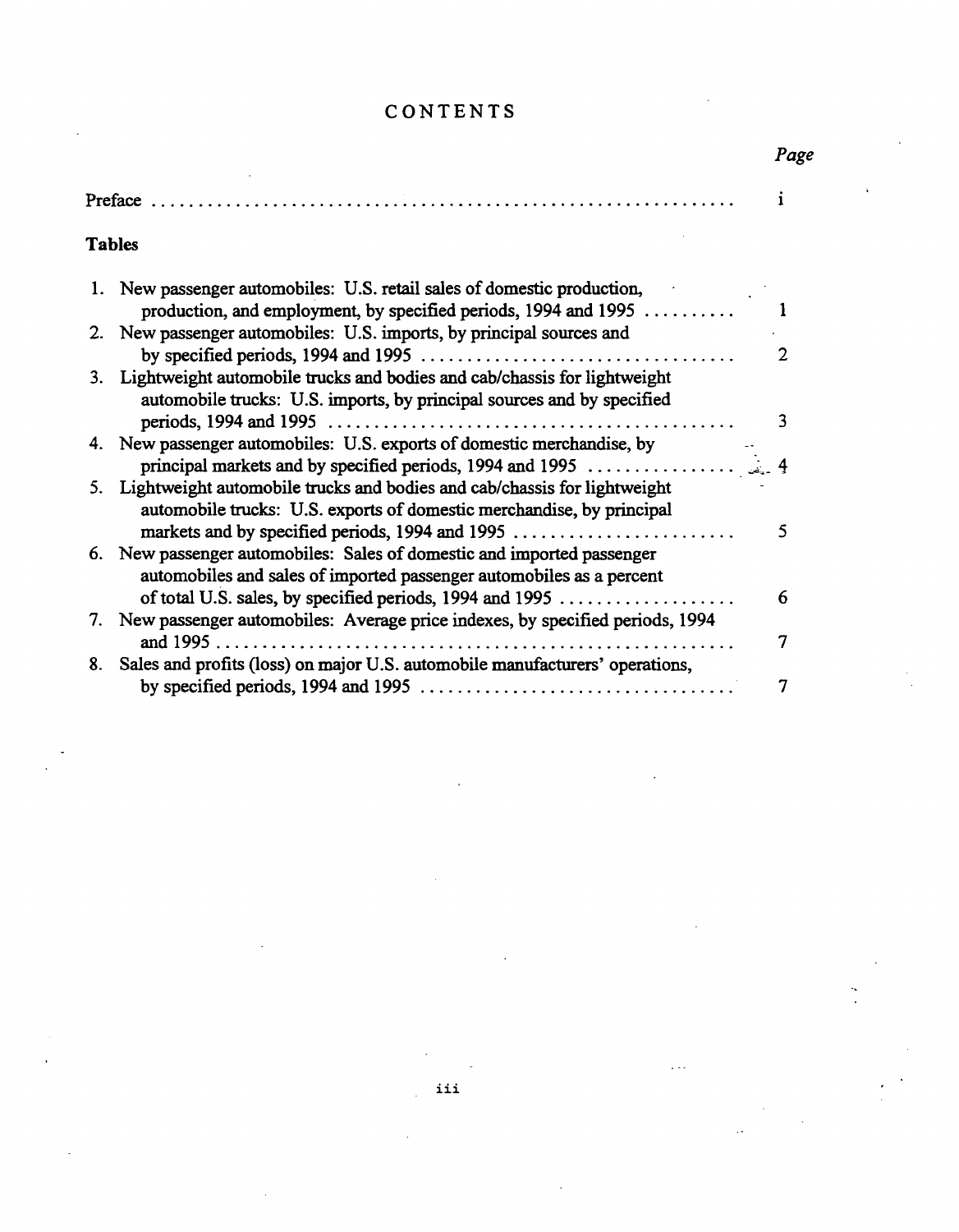# CONTENTS

| | Page |
|---|---|
| Preface | i |

**Tables**

| | | Page |
|---|---|---|
| 1. | New passenger automobiles: U.S. retail sales of domestic production, production, and employment, by specified periods, 1994 and 1995 | 1 |
| 2. | New passenger automobiles: U.S. imports, by principal sources and by specified periods, 1994 and 1995 | 2 |
| 3. | Lightweight automobile trucks and bodies and cab/chassis for lightweight automobile trucks: U.S. imports, by principal sources and by specified periods, 1994 and 1995 | 3 |
| 4. | New passenger automobiles: U.S. exports of domestic merchandise, by principal markets and by specified periods, 1994 and 1995 | 4 |
| 5. | Lightweight automobile trucks and bodies and cab/chassis for lightweight automobile trucks: U.S. exports of domestic merchandise, by principal markets and by specified periods, 1994 and 1995 | 5 |
| 6. | New passenger automobiles: Sales of domestic and imported passenger automobiles and sales of imported passenger automobiles as a percent of total U.S. sales, by specified periods, 1994 and 1995 | 6 |
| 7. | New passenger automobiles: Average price indexes, by specified periods, 1994 and 1995 | 7 |
| 8. | Sales and profits (loss) on major U.S. automobile manufacturers' operations, by specified periods, 1994 and 1995 | 7 |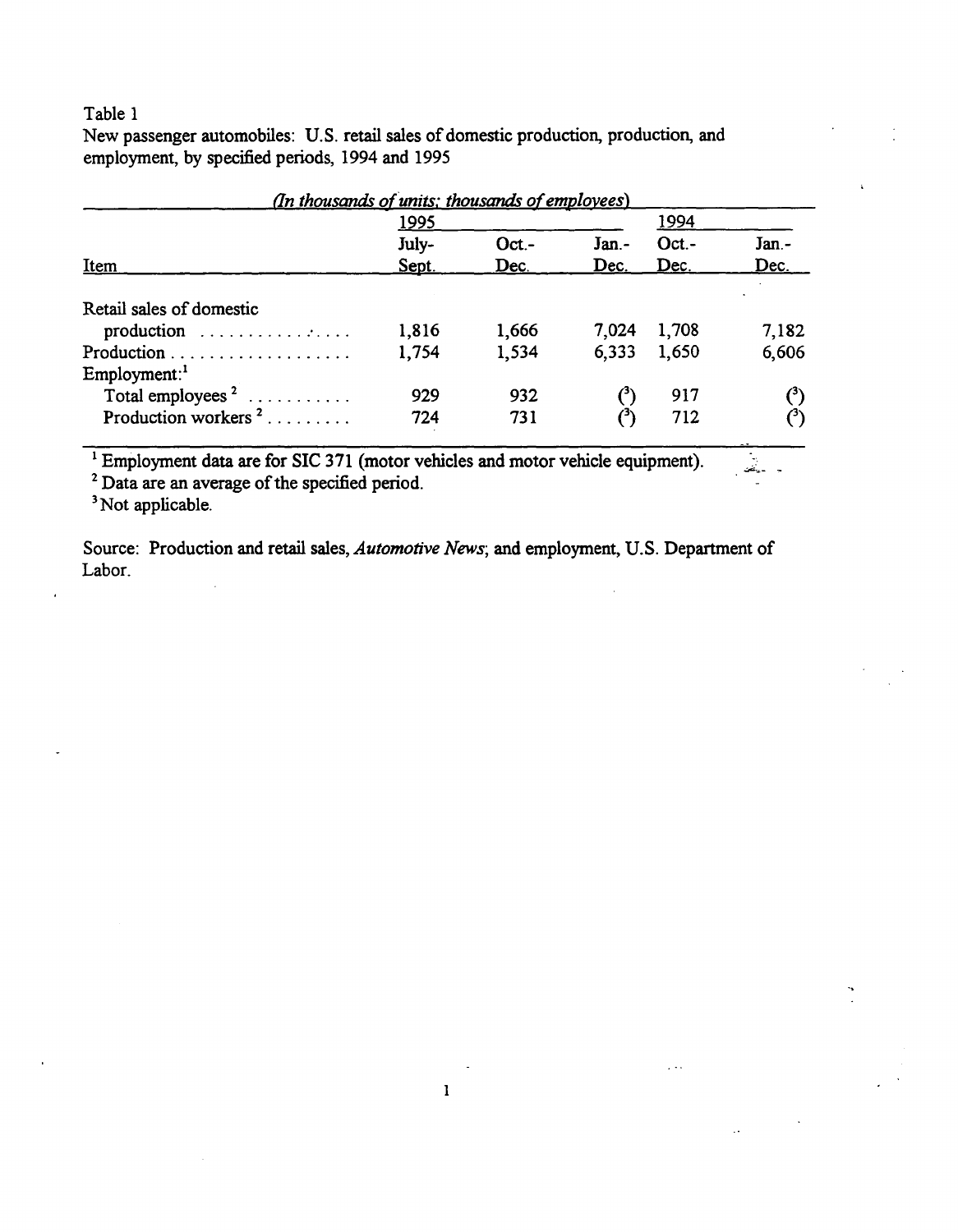Table 1

New passenger automobiles: U.S. retail sales of domestic production, production, and employment, by specified periods, 1994 and 1995

*(In thousands of units; thousands of employees)*

| Item | 1995 | | | 1994 | |
|---|---|---|---|---|---|
| | July-Sept. | Oct.-Dec. | Jan.-Dec. | Oct.-Dec. | Jan.-Dec. |
| Retail sales of domestic production | 1,816 | 1,666 | 7,024 | 1,708 | 7,182 |
| Production | 1,754 | 1,534 | 6,333 | 1,650 | 6,606 |
| Employment:[1] | | | | | |
| Total employees [2] | 929 | 932 | ([3]) | 917 | ([3]) |
| Production workers [2] | 724 | 731 | ([3]) | 712 | ([3]) |

[1] Employment data are for SIC 371 (motor vehicles and motor vehicle equipment).

[2] Data are an average of the specified period.

[3] Not applicable.

Source: Production and retail sales, *Automotive News*; and employment, U.S. Department of Labor.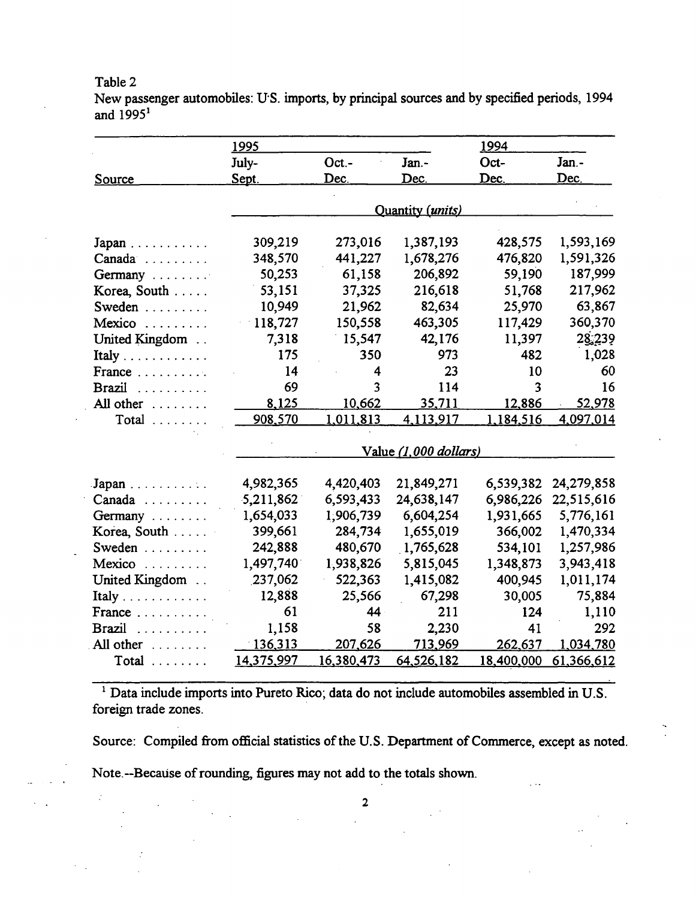Table 2

New passenger automobiles: U.S. imports, by principal sources and by specified periods, 1994 and 1995[1]

| Source | 1995 | | | 1994 | |
|---|---|---|---|---|---|
| | July-Sept. | Oct.-Dec. | Jan.-Dec. | Oct-Dec. | Jan.-Dec. |
| | Quantity *(units)* | | | | |
| Japan | 309,219 | 273,016 | 1,387,193 | 428,575 | 1,593,169 |
| Canada | 348,570 | 441,227 | 1,678,276 | 476,820 | 1,591,326 |
| Germany | 50,253 | 61,158 | 206,892 | 59,190 | 187,999 |
| Korea, South | 53,151 | 37,325 | 216,618 | 51,768 | 217,962 |
| Sweden | 10,949 | 21,962 | 82,634 | 25,970 | 63,867 |
| Mexico | 118,727 | 150,558 | 463,305 | 117,429 | 360,370 |
| United Kingdom | 7,318 | 15,547 | 42,176 | 11,397 | 28,239 |
| Italy | 175 | 350 | 973 | 482 | 1,028 |
| France | 14 | 4 | 23 | 10 | 60 |
| Brazil | 69 | 3 | 114 | 3 | 16 |
| All other | 8,125 | 10,662 | 35,711 | 12,886 | 52,978 |
| Total | 908,570 | 1,011,813 | 4,113,917 | 1,184,516 | 4,097,014 |
| | Value *(1,000 dollars)* | | | | |
| Japan | 4,982,365 | 4,420,403 | 21,849,271 | 6,539,382 | 24,279,858 |
| Canada | 5,211,862 | 6,593,433 | 24,638,147 | 6,986,226 | 22,515,616 |
| Germany | 1,654,033 | 1,906,739 | 6,604,254 | 1,931,665 | 5,776,161 |
| Korea, South | 399,661 | 284,734 | 1,655,019 | 366,002 | 1,470,334 |
| Sweden | 242,888 | 480,670 | 1,765,628 | 534,101 | 1,257,986 |
| Mexico | 1,497,740 | 1,938,826 | 5,815,045 | 1,348,873 | 3,943,418 |
| United Kingdom | 237,062 | 522,363 | 1,415,082 | 400,945 | 1,011,174 |
| Italy | 12,888 | 25,566 | 67,298 | 30,005 | 75,884 |
| France | 61 | 44 | 211 | 124 | 1,110 |
| Brazil | 1,158 | 58 | 2,230 | 41 | 292 |
| All other | 136,313 | 207,626 | 713,969 | 262,637 | 1,034,780 |
| Total | 14,375,997 | 16,380,473 | 64,526,182 | 18,400,000 | 61,366,612 |

[1] Data include imports into Pureto Rico; data do not include automobiles assembled in U.S. foreign trade zones.

Source: Compiled from official statistics of the U.S. Department of Commerce, except as noted.

Note.--Because of rounding, figures may not add to the totals shown.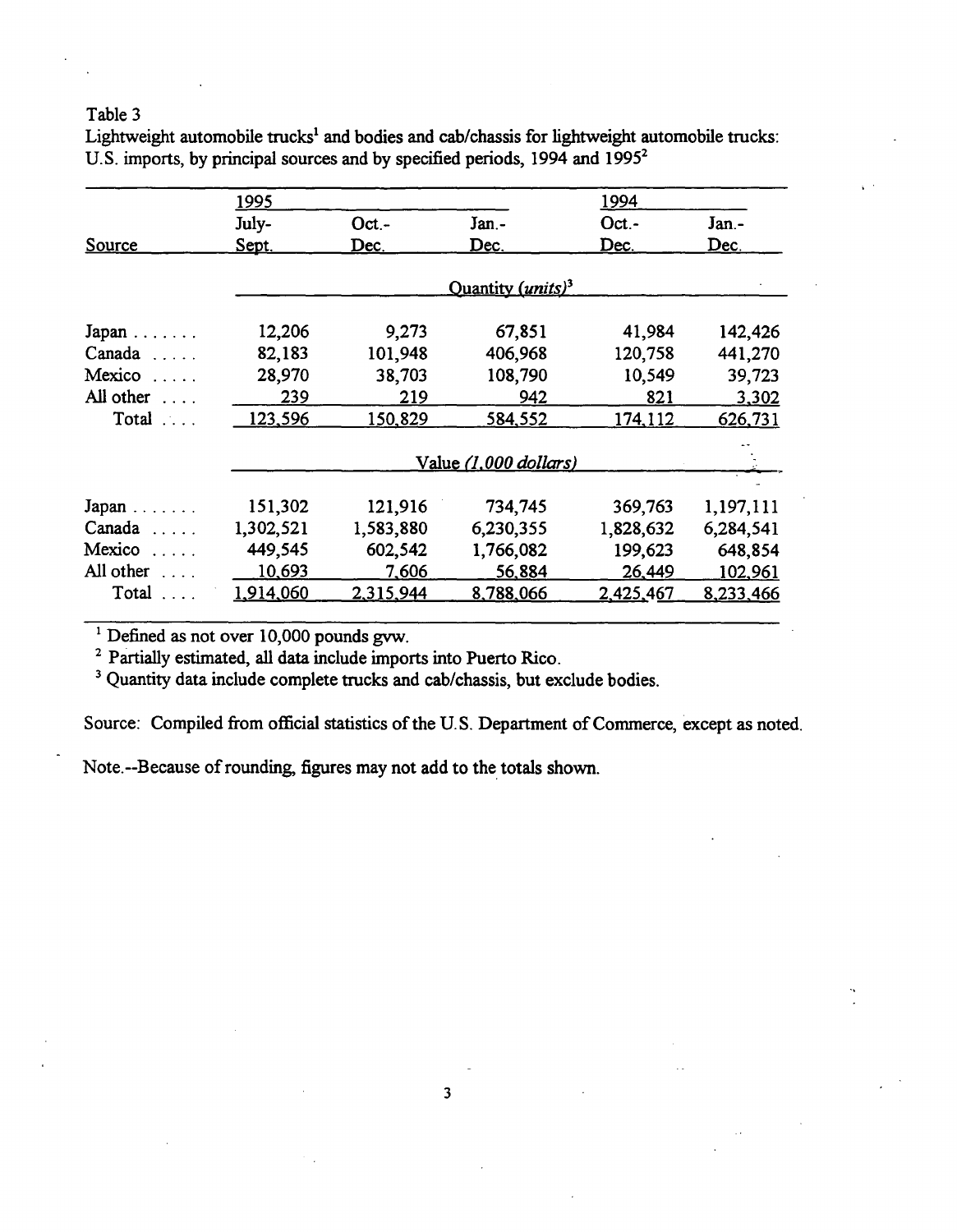Table 3

Lightweight automobile trucks[1] and bodies and cab/chassis for lightweight automobile trucks: U.S. imports, by principal sources and by specified periods, 1994 and 1995[2]

| Source | 1995 July-Sept. | 1995 Oct.-Dec. | 1995 Jan.-Dec. | 1994 Oct.-Dec. | 1994 Jan.-Dec. |
|---|---|---|---|---|---|
| | Quantity (*units*)[3] | | | | |
| Japan | 12,206 | 9,273 | 67,851 | 41,984 | 142,426 |
| Canada | 82,183 | 101,948 | 406,968 | 120,758 | 441,270 |
| Mexico | 28,970 | 38,703 | 108,790 | 10,549 | 39,723 |
| All other | 239 | 219 | 942 | 821 | 3,302 |
| Total | 123,596 | 150,829 | 584,552 | 174,112 | 626,731 |
| | Value (*1,000 dollars*) | | | | |
| Japan | 151,302 | 121,916 | 734,745 | 369,763 | 1,197,111 |
| Canada | 1,302,521 | 1,583,880 | 6,230,355 | 1,828,632 | 6,284,541 |
| Mexico | 449,545 | 602,542 | 1,766,082 | 199,623 | 648,854 |
| All other | 10,693 | 7,606 | 56,884 | 26,449 | 102,961 |
| Total | 1,914,060 | 2,315,944 | 8,788,066 | 2,425,467 | 8,233,466 |

[1] Defined as not over 10,000 pounds gvw.

[2] Partially estimated, all data include imports into Puerto Rico.

[3] Quantity data include complete trucks and cab/chassis, but exclude bodies.

Source: Compiled from official statistics of the U.S. Department of Commerce, except as noted.

Note.--Because of rounding, figures may not add to the totals shown.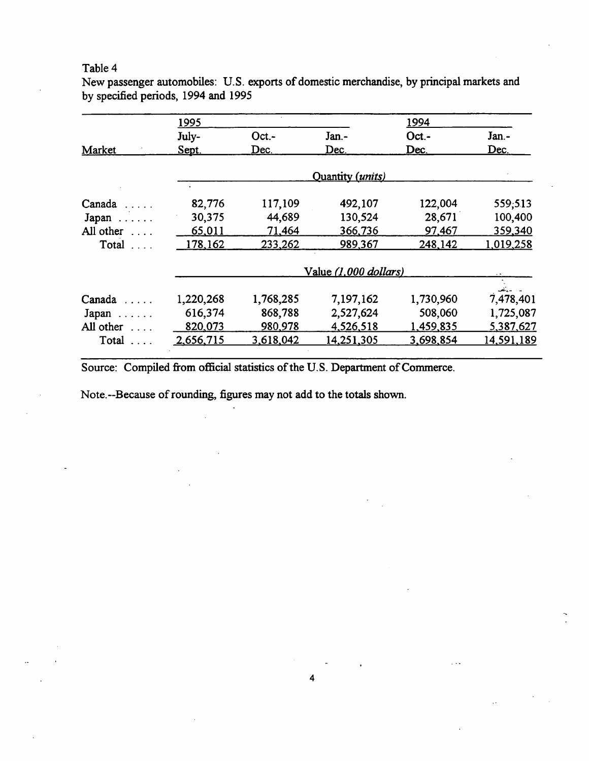Table 4

New passenger automobiles: U.S. exports of domestic merchandise, by principal markets and by specified periods, 1994 and 1995

| Market | 1995 July-Sept. | 1995 Oct.-Dec. | 1995 Jan.-Dec. | 1994 Oct.-Dec. | 1994 Jan.-Dec. |
|---|---|---|---|---|---|
| | Quantity *(units)* | | | | |
| Canada | 82,776 | 117,109 | 492,107 | 122,004 | 559,513 |
| Japan | 30,375 | 44,689 | 130,524 | 28,671 | 100,400 |
| All other | 65,011 | 71,464 | 366,736 | 97,467 | 359,340 |
| Total | 178,162 | 233,262 | 989,367 | 248,142 | 1,019,258 |
| | Value *(1,000 dollars)* | | | | |
| Canada | 1,220,268 | 1,768,285 | 7,197,162 | 1,730,960 | 7,478,401 |
| Japan | 616,374 | 868,788 | 2,527,624 | 508,060 | 1,725,087 |
| All other | 820,073 | 980,978 | 4,526,518 | 1,459,835 | 5,387,627 |
| Total | 2,656,715 | 3,618,042 | 14,251,305 | 3,698,854 | 14,591,189 |

Source: Compiled from official statistics of the U.S. Department of Commerce.

Note.--Because of rounding, figures may not add to the totals shown.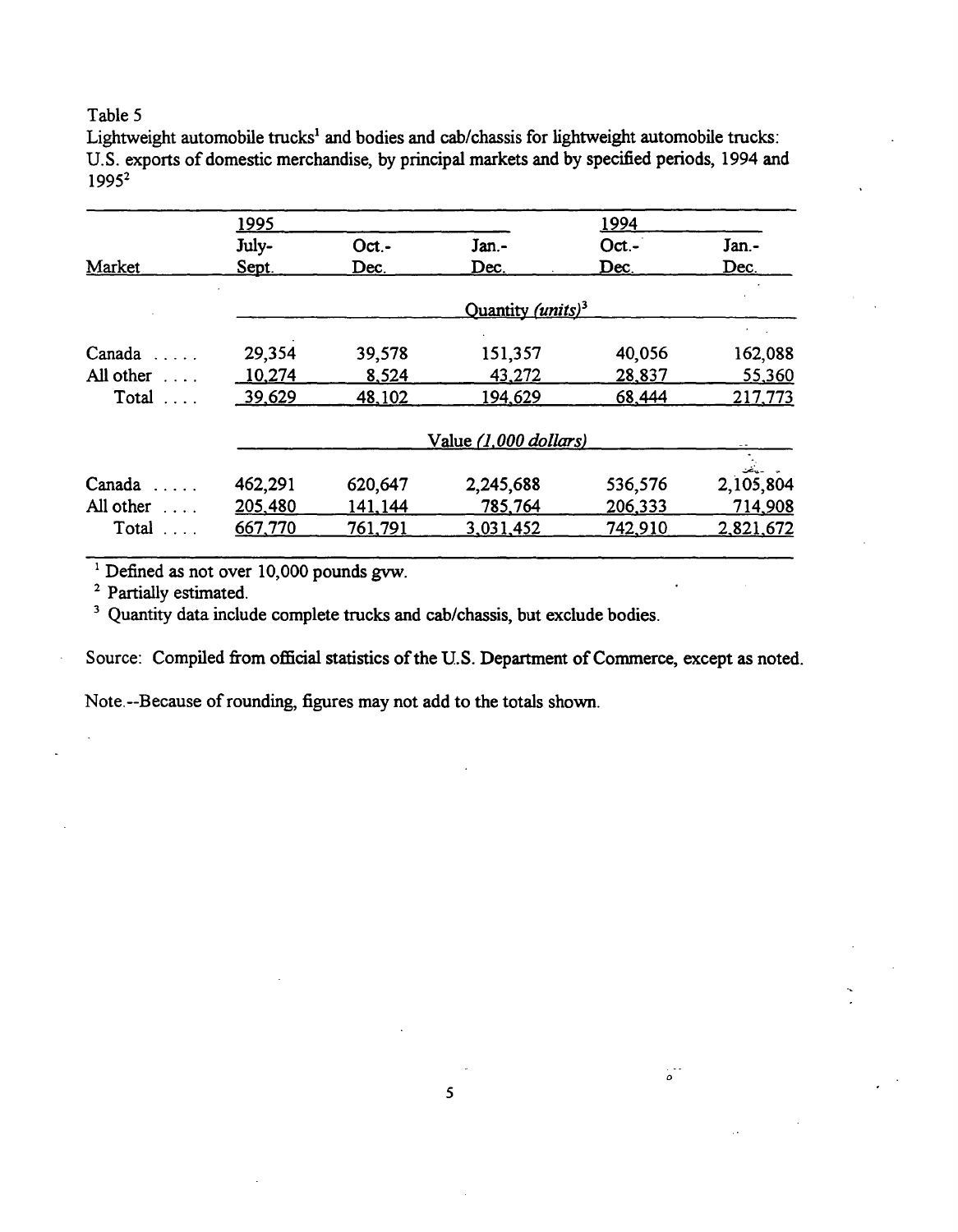Table 5

Lightweight automobile trucks[1] and bodies and cab/chassis for lightweight automobile trucks: U.S. exports of domestic merchandise, by principal markets and by specified periods, 1994 and 1995[2]

| Market | 1995 July-Sept. | 1995 Oct.-Dec. | 1995 Jan.-Dec. | 1994 Oct.-Dec. | 1994 Jan.-Dec. |
|---|---|---|---|---|---|
| | | | Quantity *(units)*[3] | | |
| Canada | 29,354 | 39,578 | 151,357 | 40,056 | 162,088 |
| All other | 10,274 | 8,524 | 43,272 | 28,837 | 55,360 |
| Total | 39,629 | 48,102 | 194,629 | 68,444 | 217,773 |
| | | | Value *(1,000 dollars)* | | |
| Canada | 462,291 | 620,647 | 2,245,688 | 536,576 | 2,105,804 |
| All other | 205,480 | 141,144 | 785,764 | 206,333 | 714,908 |
| Total | 667,770 | 761,791 | 3,031,452 | 742,910 | 2,821,672 |

[1] Defined as not over 10,000 pounds gvw.

[2] Partially estimated.

[3] Quantity data include complete trucks and cab/chassis, but exclude bodies.

Source: Compiled from official statistics of the U.S. Department of Commerce, except as noted.

Note.--Because of rounding, figures may not add to the totals shown.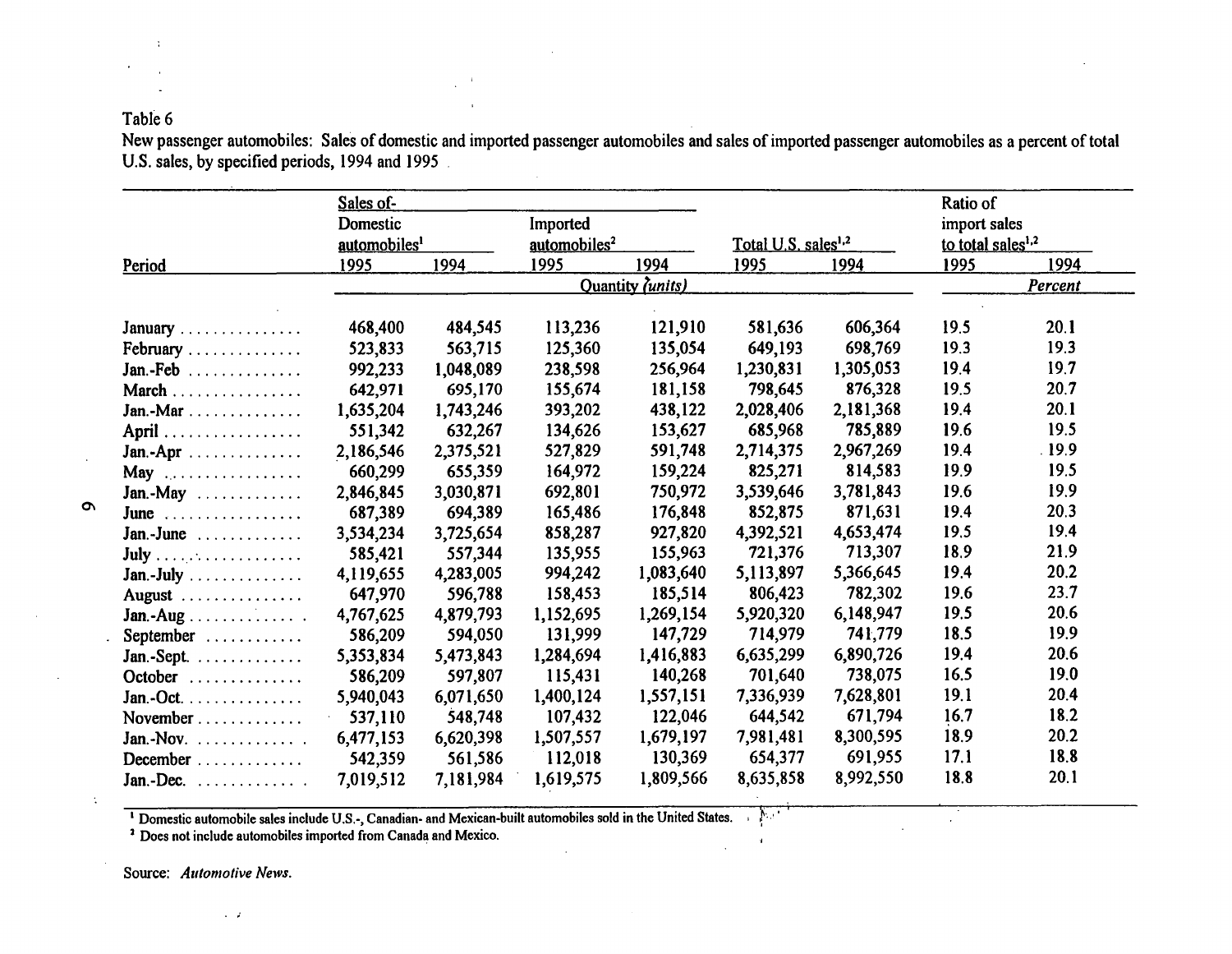Table 6

New passenger automobiles: Sales of domestic and imported passenger automobiles and sales of imported passenger automobiles as a percent of total U.S. sales, by specified periods, 1994 and 1995

| Period | Sales of- Domestic automobiles[1] | | Imported automobiles[2] | | Total U.S. sales[1,2] | | Ratio of import sales to total sales[1,2] | |
|---|---|---|---|---|---|---|---|---|
| | 1995 | 1994 | 1995 | 1994 | 1995 | 1994 | 1995 | 1994 |
| | *Quantity (units)* | | | | | | *Percent* | |
| January | 468,400 | 484,545 | 113,236 | 121,910 | 581,636 | 606,364 | 19.5 | 20.1 |
| February | 523,833 | 563,715 | 125,360 | 135,054 | 649,193 | 698,769 | 19.3 | 19.3 |
| Jan.-Feb | 992,233 | 1,048,089 | 238,598 | 256,964 | 1,230,831 | 1,305,053 | 19.4 | 19.7 |
| March | 642,971 | 695,170 | 155,674 | 181,158 | 798,645 | 876,328 | 19.5 | 20.7 |
| Jan.-Mar | 1,635,204 | 1,743,246 | 393,202 | 438,122 | 2,028,406 | 2,181,368 | 19.4 | 20.1 |
| April | 551,342 | 632,267 | 134,626 | 153,627 | 685,968 | 785,889 | 19.6 | 19.5 |
| Jan.-Apr | 2,186,546 | 2,375,521 | 527,829 | 591,748 | 2,714,375 | 2,967,269 | 19.4 | 19.9 |
| May | 660,299 | 655,359 | 164,972 | 159,224 | 825,271 | 814,583 | 19.9 | 19.5 |
| Jan.-May | 2,846,845 | 3,030,871 | 692,801 | 750,972 | 3,539,646 | 3,781,843 | 19.6 | 19.9 |
| June | 687,389 | 694,389 | 165,486 | 176,848 | 852,875 | 871,631 | 19.4 | 20.3 |
| Jan.-June | 3,534,234 | 3,725,654 | 858,287 | 927,820 | 4,392,521 | 4,653,474 | 19.5 | 19.4 |
| July | 585,421 | 557,344 | 135,955 | 155,963 | 721,376 | 713,307 | 18.9 | 21.9 |
| Jan.-July | 4,119,655 | 4,283,005 | 994,242 | 1,083,640 | 5,113,897 | 5,366,645 | 19.4 | 20.2 |
| August | 647,970 | 596,788 | 158,453 | 185,514 | 806,423 | 782,302 | 19.6 | 23.7 |
| Jan.-Aug | 4,767,625 | 4,879,793 | 1,152,695 | 1,269,154 | 5,920,320 | 6,148,947 | 19.5 | 20.6 |
| September | 586,209 | 594,050 | 131,999 | 147,729 | 714,979 | 741,779 | 18.5 | 19.9 |
| Jan.-Sept. | 5,353,834 | 5,473,843 | 1,284,694 | 1,416,883 | 6,635,299 | 6,890,726 | 19.4 | 20.6 |
| October | 586,209 | 597,807 | 115,431 | 140,268 | 701,640 | 738,075 | 16.5 | 19.0 |
| Jan.-Oct. | 5,940,043 | 6,071,650 | 1,400,124 | 1,557,151 | 7,336,939 | 7,628,801 | 19.1 | 20.4 |
| November | 537,110 | 548,748 | 107,432 | 122,046 | 644,542 | 671,794 | 16.7 | 18.2 |
| Jan.-Nov. | 6,477,153 | 6,620,398 | 1,507,557 | 1,679,197 | 7,981,481 | 8,300,595 | 18.9 | 20.2 |
| December | 542,359 | 561,586 | 112,018 | 130,369 | 654,377 | 691,955 | 17.1 | 18.8 |
| Jan.-Dec. | 7,019,512 | 7,181,984 | 1,619,575 | 1,809,566 | 8,635,858 | 8,992,550 | 18.8 | 20.1 |

[1] Domestic automobile sales include U.S.-, Canadian- and Mexican-built automobiles sold in the United States.

[2] Does not include automobiles imported from Canada and Mexico.

Source: *Automotive News.*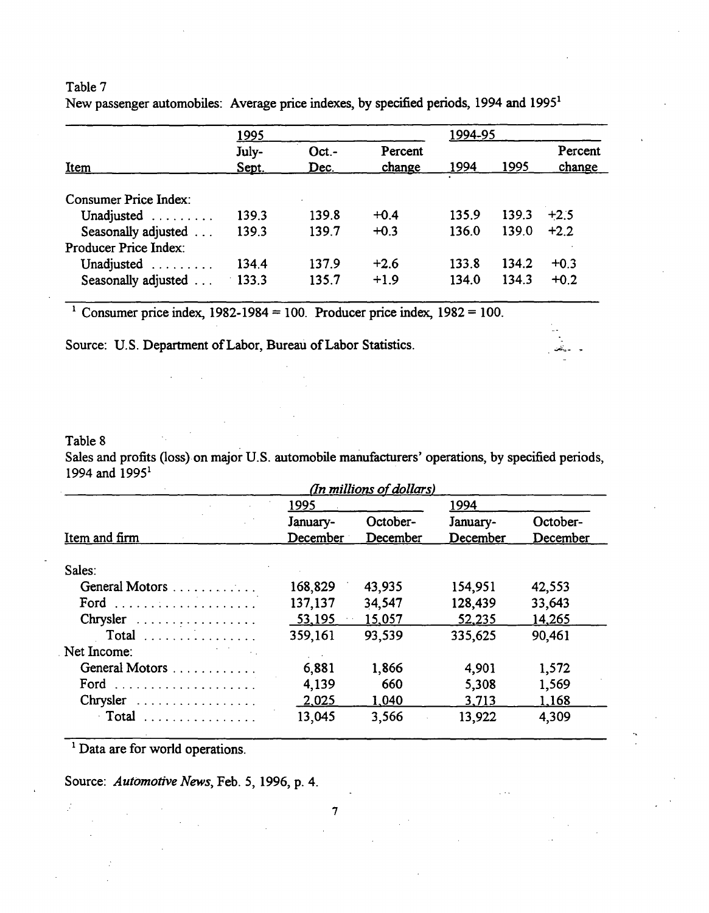Table 7

New passenger automobiles: Average price indexes, by specified periods, 1994 and 1995[1]

| Item | 1995 July-Sept. | 1995 Oct.-Dec. | 1995 Percent change | 1994-95 1994 | 1994-95 1995 | 1994-95 Percent change |
|---|---|---|---|---|---|---|
| Consumer Price Index: | | | | | | |
| Unadjusted | 139.3 | 139.8 | +0.4 | 135.9 | 139.3 | +2.5 |
| Seasonally adjusted | 139.3 | 139.7 | +0.3 | 136.0 | 139.0 | +2.2 |
| Producer Price Index: | | | | | | |
| Unadjusted | 134.4 | 137.9 | +2.6 | 133.8 | 134.2 | +0.3 |
| Seasonally adjusted | 133.3 | 135.7 | +1.9 | 134.0 | 134.3 | +0.2 |

[1] Consumer price index, 1982-1984 = 100. Producer price index, 1982 = 100.

Source: U.S. Department of Labor, Bureau of Labor Statistics.

Table 8

Sales and profits (loss) on major U.S. automobile manufacturers' operations, by specified periods, 1994 and 1995[1]

*(In millions of dollars)*

| Item and firm | 1995 January-December | 1995 October-December | 1994 January-December | 1994 October-December |
|---|---|---|---|---|
| Sales: | | | | |
| General Motors | 168,829 | 43,935 | 154,951 | 42,553 |
| Ford | 137,137 | 34,547 | 128,439 | 33,643 |
| Chrysler | 53,195 | 15,057 | 52,235 | 14,265 |
| Total | 359,161 | 93,539 | 335,625 | 90,461 |
| Net Income: | | | | |
| General Motors | 6,881 | 1,866 | 4,901 | 1,572 |
| Ford | 4,139 | 660 | 5,308 | 1,569 |
| Chrysler | 2,025 | 1,040 | 3,713 | 1,168 |
| Total | 13,045 | 3,566 | 13,922 | 4,309 |

[1] Data are for world operations.

Source: *Automotive News*, Feb. 5, 1996, p. 4.